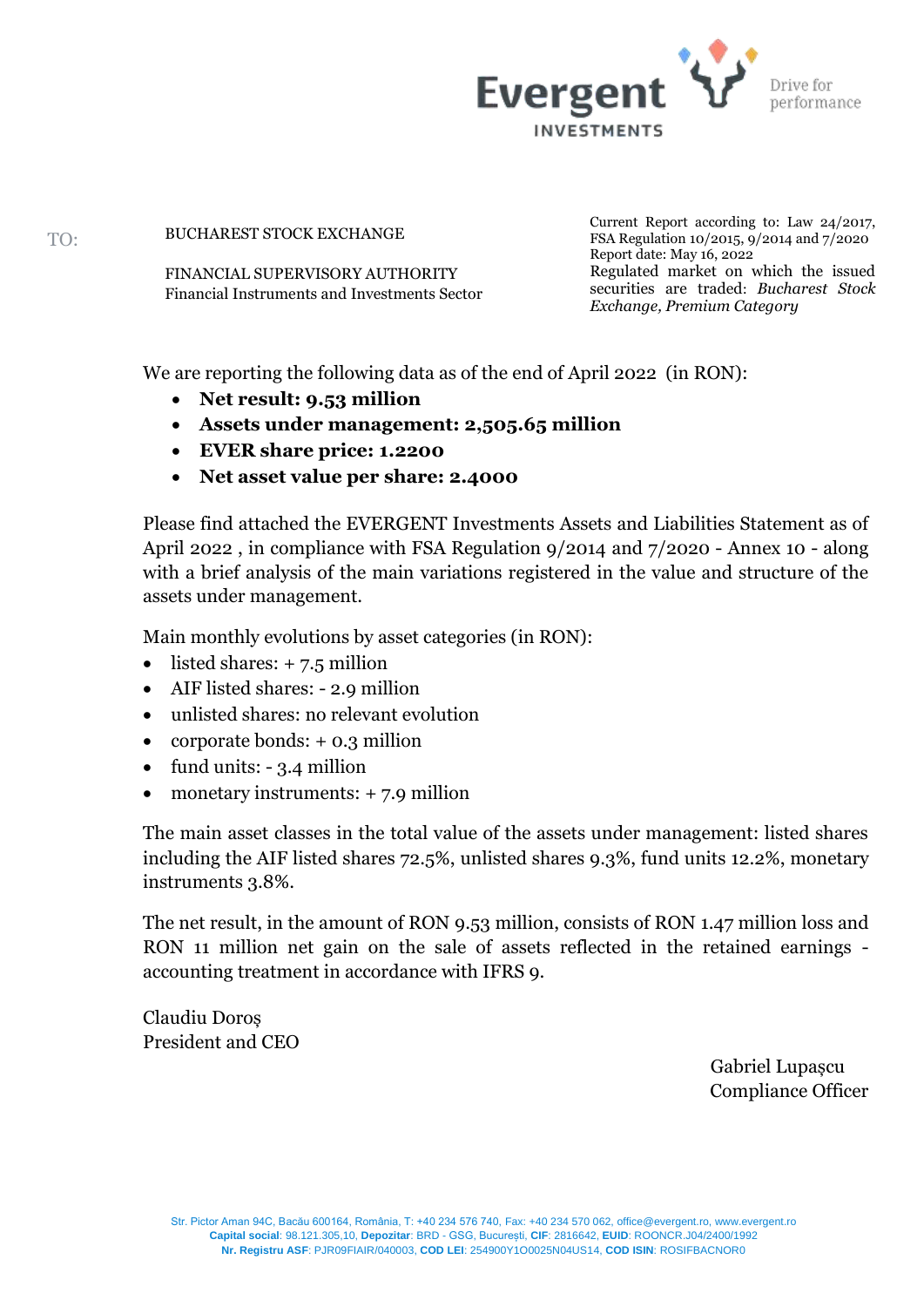Evergent INVESTMENTS — Drive for performance

TO:

BUCHAREST STOCK EXCHANGE

FINANCIAL SUPERVISORY AUTHORITY
Financial Instruments and Investments Sector

Current Report according to: Law 24/2017, FSA Regulation 10/2015, 9/2014 and 7/2020
Report date: May 16, 2022
Regulated market on which the issued securities are traded: *Bucharest Stock Exchange, Premium Category*

We are reporting the following data as of the end of April 2022 (in RON):

- **Net result: 9.53 million**
- **Assets under management: 2,505.65 million**
- **EVER share price: 1.2200**
- **Net asset value per share: 2.4000**

Please find attached the EVERGENT Investments Assets and Liabilities Statement as of April 2022 , in compliance with FSA Regulation 9/2014 and 7/2020 - Annex 10 - along with a brief analysis of the main variations registered in the value and structure of the assets under management.

Main monthly evolutions by asset categories (in RON):

- listed shares: + 7.5 million
- AIF listed shares: - 2.9 million
- unlisted shares: no relevant evolution
- corporate bonds: + 0.3 million
- fund units: - 3.4 million
- monetary instruments: + 7.9 million

The main asset classes in the total value of the assets under management: listed shares including the AIF listed shares 72.5%, unlisted shares 9.3%, fund units 12.2%, monetary instruments 3.8%.

The net result, in the amount of RON 9.53 million, consists of RON 1.47 million loss and RON 11 million net gain on the sale of assets reflected in the retained earnings - accounting treatment in accordance with IFRS 9.

Claudiu Doroș
President and CEO

Gabriel Lupașcu
Compliance Officer

Str. Pictor Aman 94C, Bacău 600164, România, T: +40 234 576 740, Fax: +40 234 570 062, office@evergent.ro, www.evergent.ro
**Capital social**: 98.121.305,10, **Depozitar**: BRD - GSG, București, **CIF**: 2816642, **EUID**: ROONCR.J04/2400/1992
**Nr. Registru ASF**: PJR09FIAIR/040003, **COD LEI**: 254900Y1O0025N04US14, **COD ISIN**: ROSIFBACNOR0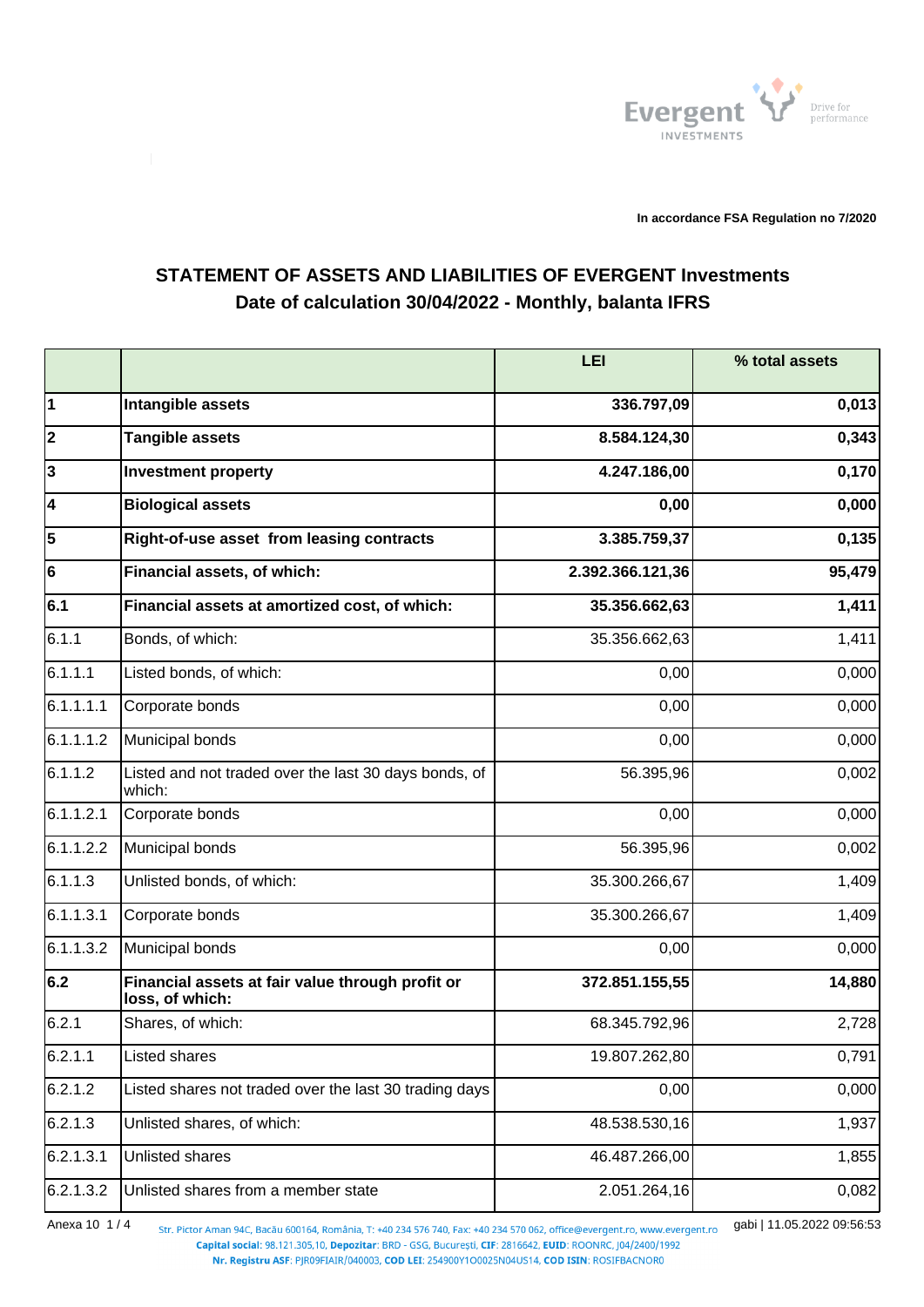In accordance FSA Regulation no 7/2020

## STATEMENT OF ASSETS AND LIABILITIES OF EVERGENT Investments
## Date of calculation 30/04/2022 - Monthly, balanta IFRS

| | | LEI | % total assets |
|---|---|---|---|
| **1** | **Intangible assets** | **336.797,09** | **0,013** |
| **2** | **Tangible assets** | **8.584.124,30** | **0,343** |
| **3** | **Investment property** | **4.247.186,00** | **0,170** |
| **4** | **Biological assets** | **0,00** | **0,000** |
| **5** | **Right-of-use asset from leasing contracts** | **3.385.759,37** | **0,135** |
| **6** | **Financial assets, of which:** | **2.392.366.121,36** | **95,479** |
| **6.1** | **Financial assets at amortized cost, of which:** | **35.356.662,63** | **1,411** |
| 6.1.1 | Bonds, of which: | 35.356.662,63 | 1,411 |
| 6.1.1.1 | Listed bonds, of which: | 0,00 | 0,000 |
| 6.1.1.1.1 | Corporate bonds | 0,00 | 0,000 |
| 6.1.1.1.2 | Municipal bonds | 0,00 | 0,000 |
| 6.1.1.2 | Listed and not traded over the last 30 days bonds, of which: | 56.395,96 | 0,002 |
| 6.1.1.2.1 | Corporate bonds | 0,00 | 0,000 |
| 6.1.1.2.2 | Municipal bonds | 56.395,96 | 0,002 |
| 6.1.1.3 | Unlisted bonds, of which: | 35.300.266,67 | 1,409 |
| 6.1.1.3.1 | Corporate bonds | 35.300.266,67 | 1,409 |
| 6.1.1.3.2 | Municipal bonds | 0,00 | 0,000 |
| **6.2** | **Financial assets at fair value through profit or loss, of which:** | **372.851.155,55** | **14,880** |
| 6.2.1 | Shares, of which: | 68.345.792,96 | 2,728 |
| 6.2.1.1 | Listed shares | 19.807.262,80 | 0,791 |
| 6.2.1.2 | Listed shares not traded over the last 30 trading days | 0,00 | 0,000 |
| 6.2.1.3 | Unlisted shares, of which: | 48.538.530,16 | 1,937 |
| 6.2.1.3.1 | Unlisted shares | 46.487.266,00 | 1,855 |
| 6.2.1.3.2 | Unlisted shares from a member state | 2.051.264,16 | 0,082 |

Anexa 10

Str. Pictor Aman 94C, Bacău 600164, România, T: +40 234 576 740, Fax: +40 234 570 062, office@evergent.ro, www.evergent.ro
Capital social: 98.121.305,10, Depozitar: BRD - GSG, București, CIF: 2816642, EUID: ROONRC, J04/2400/1992
Nr. Registru ASF: PJR09FIAIR/040003, COD LEI: 254900Y1O0025N04US14, COD ISIN: ROSIFBACNOR0

gabi | 11.05.2022 09:56:53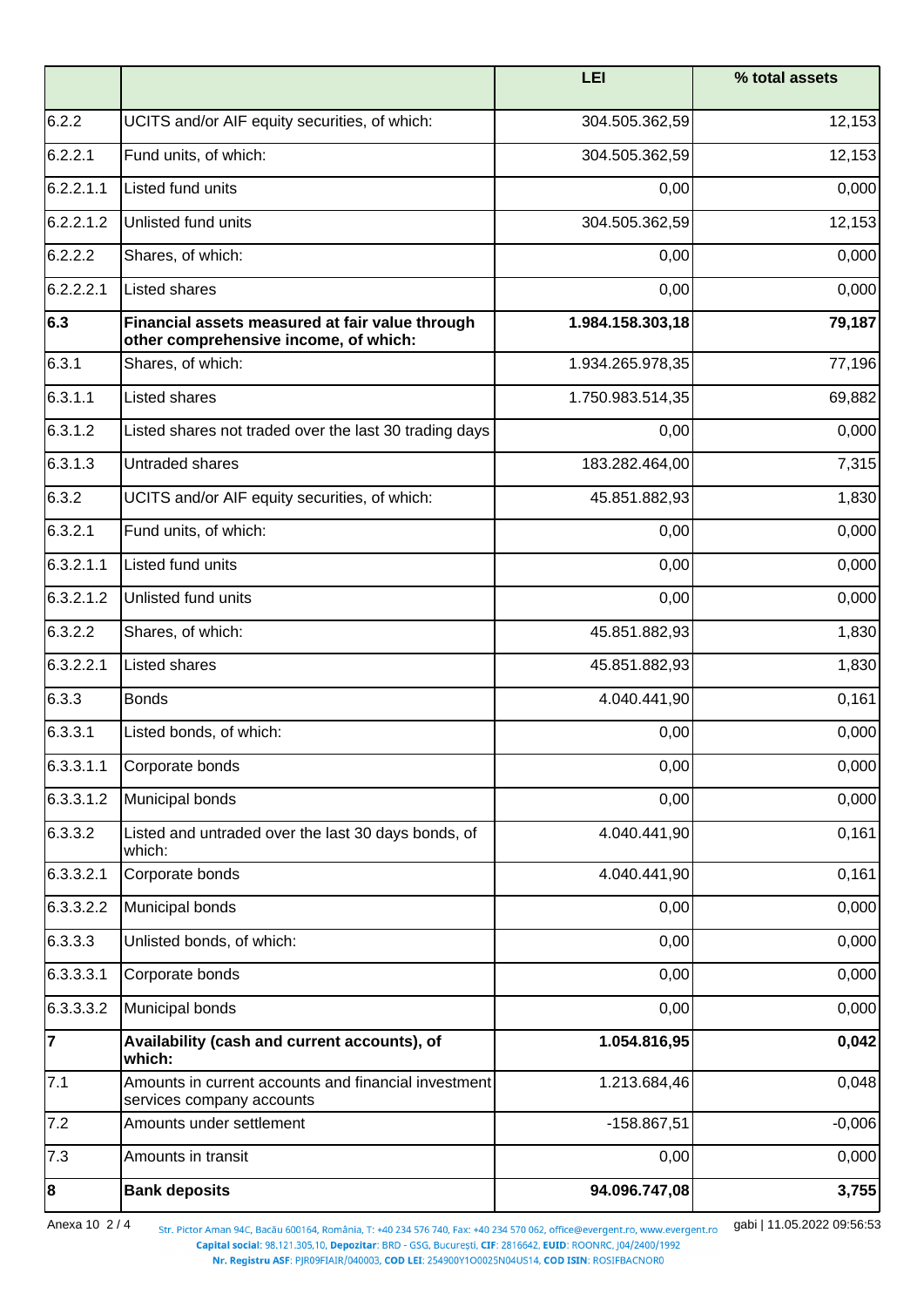| | | LEI | % total assets |
|---|---|---|---|
| 6.2.2 | UCITS and/or AIF equity securities, of which: | 304.505.362,59 | 12,153 |
| 6.2.2.1 | Fund units, of which: | 304.505.362,59 | 12,153 |
| 6.2.2.1.1 | Listed fund units | 0,00 | 0,000 |
| 6.2.2.1.2 | Unlisted fund units | 304.505.362,59 | 12,153 |
| 6.2.2.2 | Shares, of which: | 0,00 | 0,000 |
| 6.2.2.2.1 | Listed shares | 0,00 | 0,000 |
| **6.3** | **Financial assets measured at fair value through other comprehensive income, of which:** | **1.984.158.303,18** | **79,187** |
| 6.3.1 | Shares, of which: | 1.934.265.978,35 | 77,196 |
| 6.3.1.1 | Listed shares | 1.750.983.514,35 | 69,882 |
| 6.3.1.2 | Listed shares not traded over the last 30 trading days | 0,00 | 0,000 |
| 6.3.1.3 | Untraded shares | 183.282.464,00 | 7,315 |
| 6.3.2 | UCITS and/or AIF equity securities, of which: | 45.851.882,93 | 1,830 |
| 6.3.2.1 | Fund units, of which: | 0,00 | 0,000 |
| 6.3.2.1.1 | Listed fund units | 0,00 | 0,000 |
| 6.3.2.1.2 | Unlisted fund units | 0,00 | 0,000 |
| 6.3.2.2 | Shares, of which: | 45.851.882,93 | 1,830 |
| 6.3.2.2.1 | Listed shares | 45.851.882,93 | 1,830 |
| 6.3.3 | Bonds | 4.040.441,90 | 0,161 |
| 6.3.3.1 | Listed bonds, of which: | 0,00 | 0,000 |
| 6.3.3.1.1 | Corporate bonds | 0,00 | 0,000 |
| 6.3.3.1.2 | Municipal bonds | 0,00 | 0,000 |
| 6.3.3.2 | Listed and untraded over the last 30 days bonds, of which: | 4.040.441,90 | 0,161 |
| 6.3.3.2.1 | Corporate bonds | 4.040.441,90 | 0,161 |
| 6.3.3.2.2 | Municipal bonds | 0,00 | 0,000 |
| 6.3.3.3 | Unlisted bonds, of which: | 0,00 | 0,000 |
| 6.3.3.3.1 | Corporate bonds | 0,00 | 0,000 |
| 6.3.3.3.2 | Municipal bonds | 0,00 | 0,000 |
| **7** | **Availability (cash and current accounts), of which:** | **1.054.816,95** | **0,042** |
| 7.1 | Amounts in current accounts and financial investment services company accounts | 1.213.684,46 | 0,048 |
| 7.2 | Amounts under settlement | -158.867,51 | -0,006 |
| 7.3 | Amounts in transit | 0,00 | 0,000 |
| **8** | **Bank deposits** | **94.096.747,08** | **3,755** |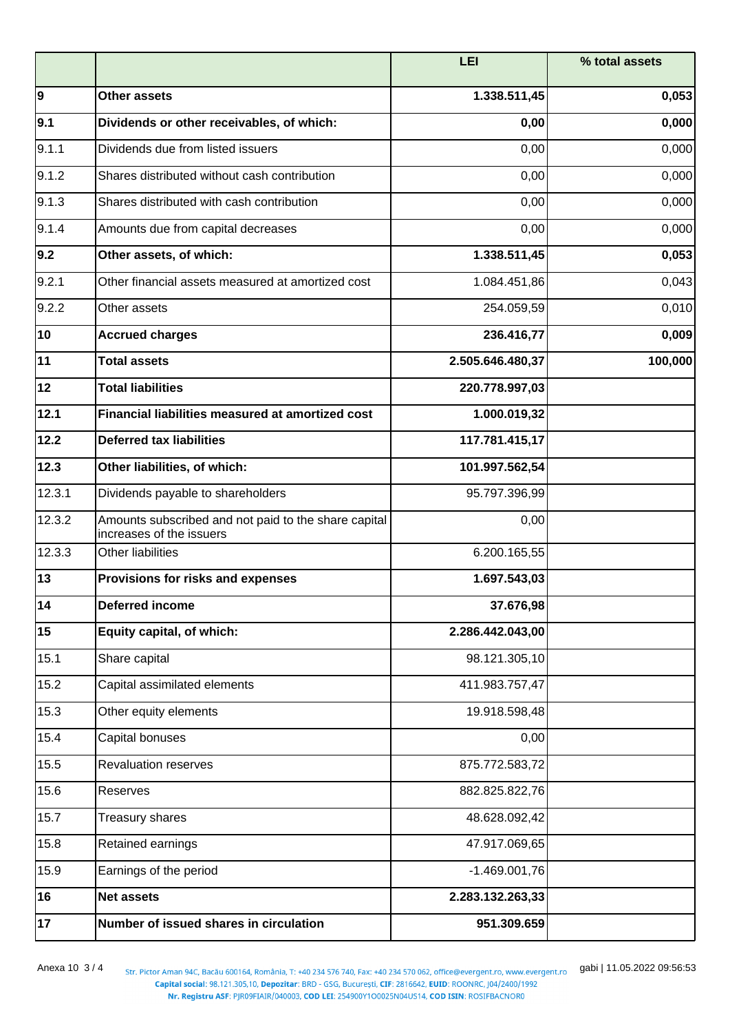| | | LEI | % total assets |
|---|---|---|---|
| **9** | **Other assets** | **1.338.511,45** | **0,053** |
| **9.1** | **Dividends or other receivables, of which:** | **0,00** | **0,000** |
| 9.1.1 | Dividends due from listed issuers | 0,00 | 0,000 |
| 9.1.2 | Shares distributed without cash contribution | 0,00 | 0,000 |
| 9.1.3 | Shares distributed with cash contribution | 0,00 | 0,000 |
| 9.1.4 | Amounts due from capital decreases | 0,00 | 0,000 |
| **9.2** | **Other assets, of which:** | **1.338.511,45** | **0,053** |
| 9.2.1 | Other financial assets measured at amortized cost | 1.084.451,86 | 0,043 |
| 9.2.2 | Other assets | 254.059,59 | 0,010 |
| **10** | **Accrued charges** | **236.416,77** | **0,009** |
| **11** | **Total assets** | **2.505.646.480,37** | **100,000** |
| **12** | **Total liabilities** | **220.778.997,03** | |
| **12.1** | **Financial liabilities measured at amortized cost** | **1.000.019,32** | |
| **12.2** | **Deferred tax liabilities** | **117.781.415,17** | |
| **12.3** | **Other liabilities, of which:** | **101.997.562,54** | |
| 12.3.1 | Dividends payable to shareholders | 95.797.396,99 | |
| 12.3.2 | Amounts subscribed and not paid to the share capital increases of the issuers | 0,00 | |
| 12.3.3 | Other liabilities | 6.200.165,55 | |
| **13** | **Provisions for risks and expenses** | **1.697.543,03** | |
| **14** | **Deferred income** | **37.676,98** | |
| **15** | **Equity capital, of which:** | **2.286.442.043,00** | |
| 15.1 | Share capital | 98.121.305,10 | |
| 15.2 | Capital assimilated elements | 411.983.757,47 | |
| 15.3 | Other equity elements | 19.918.598,48 | |
| 15.4 | Capital bonuses | 0,00 | |
| 15.5 | Revaluation reserves | 875.772.583,72 | |
| 15.6 | Reserves | 882.825.822,76 | |
| 15.7 | Treasury shares | 48.628.092,42 | |
| 15.8 | Retained earnings | 47.917.069,65 | |
| 15.9 | Earnings of the period | -1.469.001,76 | |
| **16** | **Net assets** | **2.283.132.263,33** | |
| **17** | **Number of issued shares in circulation** | **951.309.659** | |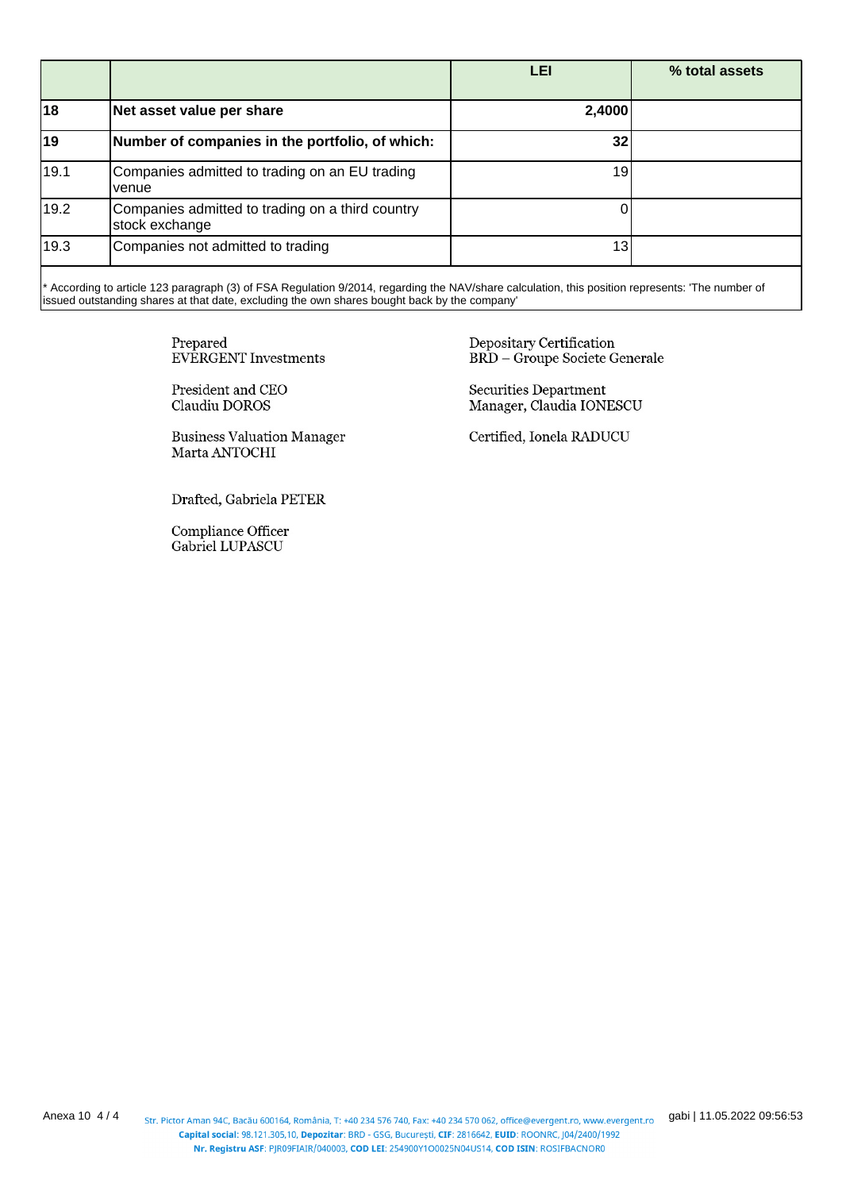| | | LEI | % total assets |
|---|---|---|---|
| **18** | **Net asset value per share** | **2,4000** | |
| **19** | **Number of companies in the portfolio, of which:** | **32** | |
| 19.1 | Companies admitted to trading on an EU trading venue | 19 | |
| 19.2 | Companies admitted to trading on a third country stock exchange | 0 | |
| 19.3 | Companies not admitted to trading | 13 | |

* According to article 123 paragraph (3) of FSA Regulation 9/2014, regarding the NAV/share calculation, this position represents: 'The number of issued outstanding shares at that date, excluding the own shares bought back by the company'

Prepared
EVERGENT Investments

President and CEO
Claudiu DOROS

Business Valuation Manager
Marta ANTOCHI

Drafted, Gabriela PETER

Compliance Officer
Gabriel LUPASCU

Depositary Certification
BRD – Groupe Societe Generale

Securities Department
Manager, Claudia IONESCU

Certified, Ionela RADUCU

Anexa 10

Str. Pictor Aman 94C, Bacău 600164, România, T: +40 234 576 740, Fax: +40 234 570 062, office@evergent.ro, www.evergent.ro
**Capital social**: 98.121.305,10, **Depozitar**: BRD - GSG, București, **CIF**: 2816642, **EUID**: ROONRC, J04/2400/1992
**Nr. Registru ASF**: PJR09FIAIR/040003, **COD LEI**: 254900Y1O0025N04US14, **COD ISIN**: ROSIFBACNOR0

gabi | 11.05.2022 09:56:53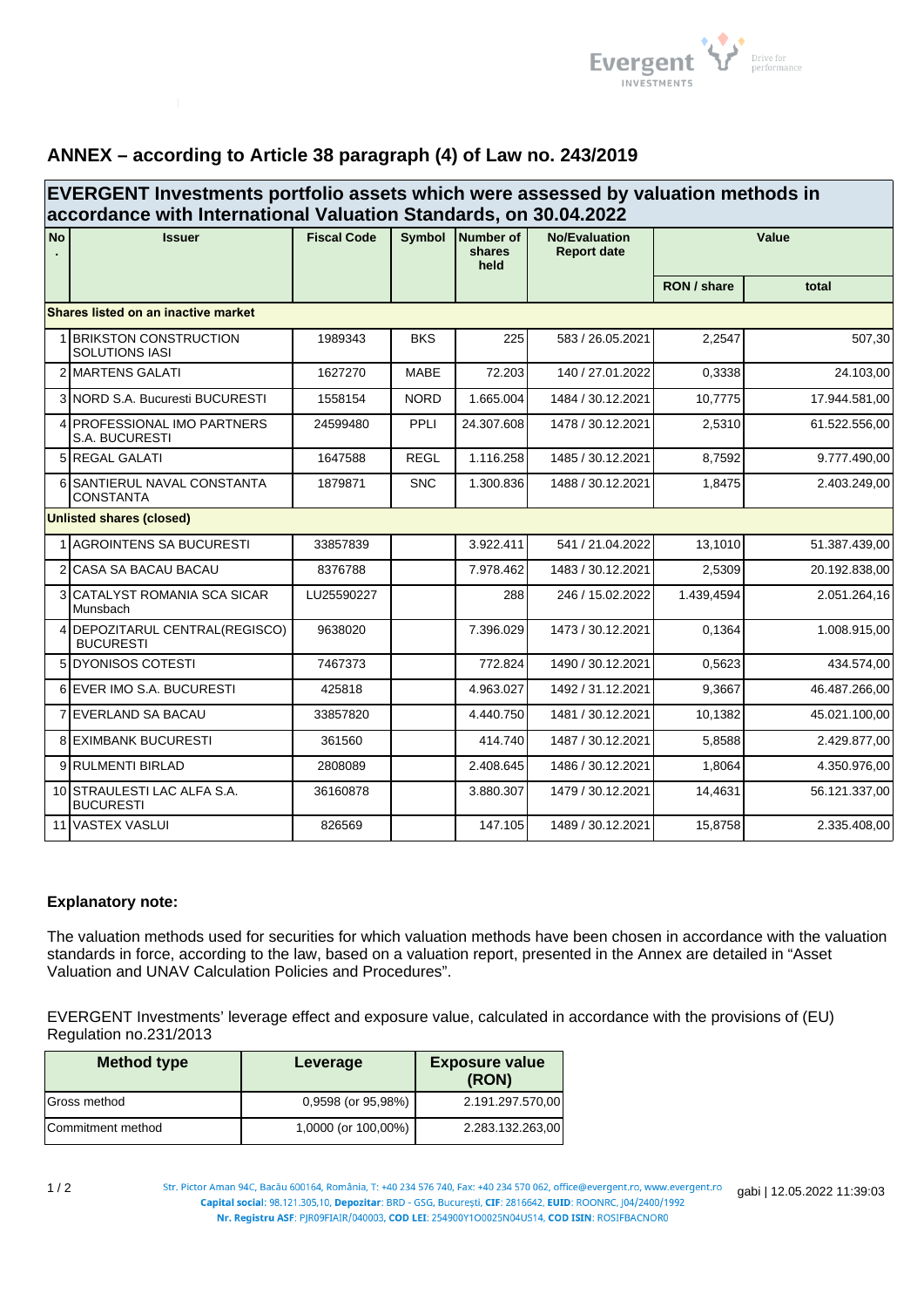## ANNEX – according to Article 38 paragraph (4) of Law no. 243/2019

### EVERGENT Investments portfolio assets which were assessed by valuation methods in accordance with International Valuation Standards, on 30.04.2022

| No. | Issuer | Fiscal Code | Symbol | Number of shares held | No/Evaluation Report date | Value | |
|---|---|---|---|---|---|---|---|
| | | | | | | RON / share | total |
| **Shares listed on an inactive market** | | | | | | | |
| 1 | BRIKSTON CONSTRUCTION SOLUTIONS IASI | 1989343 | BKS | 225 | 583 / 26.05.2021 | 2,2547 | 507,30 |
| 2 | MARTENS GALATI | 1627270 | MABE | 72.203 | 140 / 27.01.2022 | 0,3338 | 24.103,00 |
| 3 | NORD S.A. Bucuresti BUCURESTI | 1558154 | NORD | 1.665.004 | 1484 / 30.12.2021 | 10,7775 | 17.944.581,00 |
| 4 | PROFESSIONAL IMO PARTNERS S.A. BUCURESTI | 24599480 | PPLI | 24.307.608 | 1478 / 30.12.2021 | 2,5310 | 61.522.556,00 |
| 5 | REGAL GALATI | 1647588 | REGL | 1.116.258 | 1485 / 30.12.2021 | 8,7592 | 9.777.490,00 |
| 6 | SANTIERUL NAVAL CONSTANTA CONSTANTA | 1879871 | SNC | 1.300.836 | 1488 / 30.12.2021 | 1,8475 | 2.403.249,00 |
| **Unlisted shares (closed)** | | | | | | | |
| 1 | AGROINTENS SA BUCURESTI | 33857839 | | 3.922.411 | 541 / 21.04.2022 | 13,1010 | 51.387.439,00 |
| 2 | CASA SA BACAU BACAU | 8376788 | | 7.978.462 | 1483 / 30.12.2021 | 2,5309 | 20.192.838,00 |
| 3 | CATALYST ROMANIA SCA SICAR Munsbach | LU25590227 | | 288 | 246 / 15.02.2022 | 1.439,4594 | 2.051.264,16 |
| 4 | DEPOZITARUL CENTRAL(REGISCO) BUCURESTI | 9638020 | | 7.396.029 | 1473 / 30.12.2021 | 0,1364 | 1.008.915,00 |
| 5 | DYONISOS COTESTI | 7467373 | | 772.824 | 1490 / 30.12.2021 | 0,5623 | 434.574,00 |
| 6 | EVER IMO S.A. BUCURESTI | 425818 | | 4.963.027 | 1492 / 31.12.2021 | 9,3667 | 46.487.266,00 |
| 7 | EVERLAND SA BACAU | 33857820 | | 4.440.750 | 1481 / 30.12.2021 | 10,1382 | 45.021.100,00 |
| 8 | EXIMBANK BUCURESTI | 361560 | | 414.740 | 1487 / 30.12.2021 | 5,8588 | 2.429.877,00 |
| 9 | RULMENTI BIRLAD | 2808089 | | 2.408.645 | 1486 / 30.12.2021 | 1,8064 | 4.350.976,00 |
| 10 | STRAULESTI LAC ALFA S.A. BUCURESTI | 36160878 | | 3.880.307 | 1479 / 30.12.2021 | 14,4631 | 56.121.337,00 |
| 11 | VASTEX VASLUI | 826569 | | 147.105 | 1489 / 30.12.2021 | 15,8758 | 2.335.408,00 |

**Explanatory note:**

The valuation methods used for securities for which valuation methods have been chosen in accordance with the valuation standards in force, according to the law, based on a valuation report, presented in the Annex are detailed in "Asset Valuation and UNAV Calculation Policies and Procedures".

EVERGENT Investments' leverage effect and exposure value, calculated in accordance with the provisions of (EU) Regulation no.231/2013

| Method type | Leverage | Exposure value (RON) |
|---|---|---|
| Gross method | 0,9598 (or 95,98%) | 2.191.297.570,00 |
| Commitment method | 1,0000 (or 100,00%) | 2.283.132.263,00 |

Str. Pictor Aman 94C, Bacău 600164, România, T: +40 234 576 740, Fax: +40 234 570 062, office@evergent.ro, www.evergent.ro
**Capital social**: 98.121.305,10, **Depozitar**: BRD - GSG, București, **CIF**: 2816642, **EUID**: ROONRC, J04/2400/1992
**Nr. Registru ASF**: PJR09FIAIR/040003, **COD LEI**: 254900Y1O0025N04US14, **COD ISIN**: ROSIFBACNOR0

gabi | 12.05.2022 11:39:03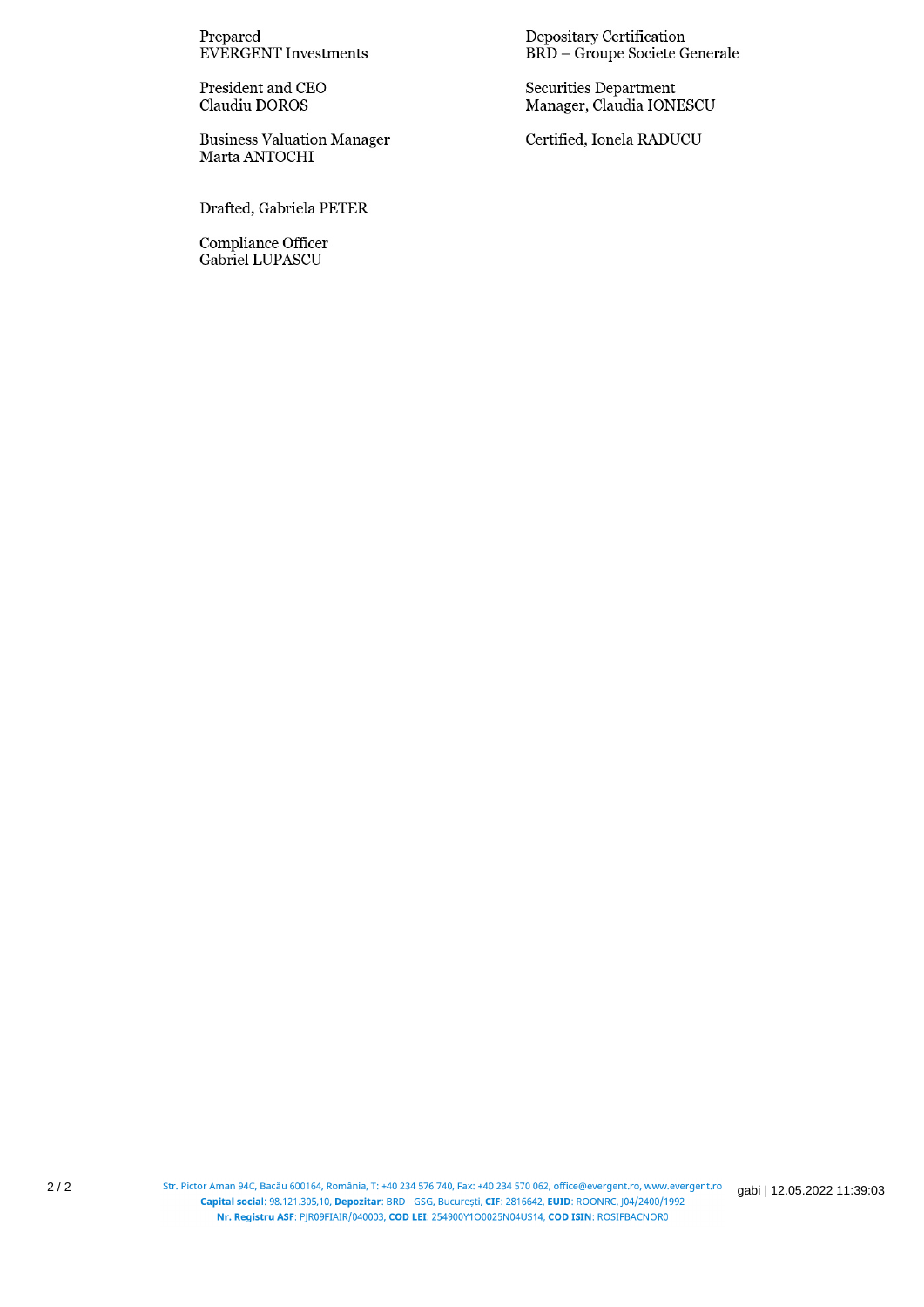Prepared
EVERGENT Investments

President and CEO
Claudiu DOROS

Business Valuation Manager
Marta ANTOCHI

Drafted, Gabriela PETER

Compliance Officer
Gabriel LUPASCU

Depositary Certification
BRD – Groupe Societe Generale

Securities Department
Manager, Claudia IONESCU

Certified, Ionela RADUCU